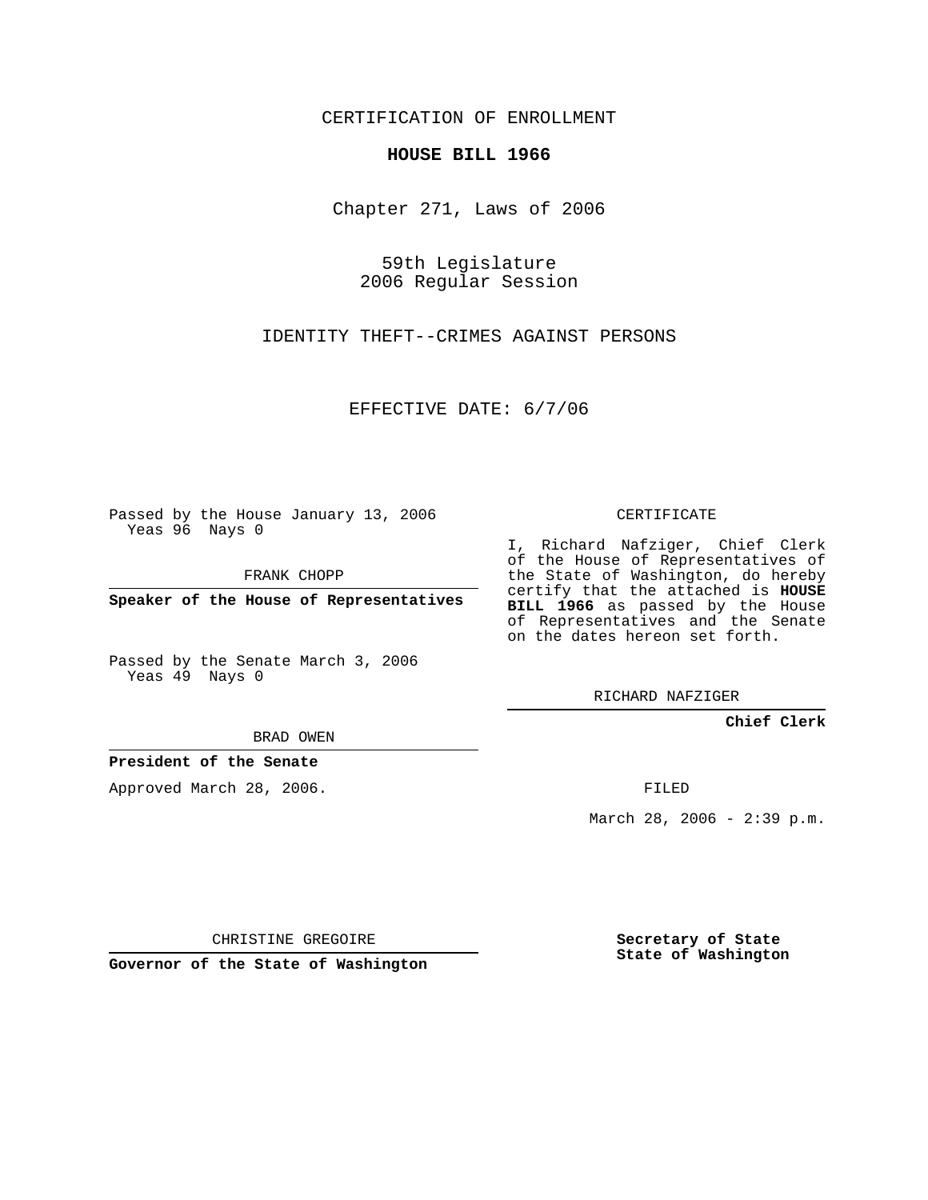CERTIFICATION OF ENROLLMENT

**HOUSE BILL 1966**

Chapter 271, Laws of 2006

59th Legislature
2006 Regular Session

IDENTITY THEFT--CRIMES AGAINST PERSONS

EFFECTIVE DATE: 6/7/06

Passed by the House January 13, 2006
Yeas 96 Nays 0

FRANK CHOPP

**Speaker of the House of Representatives**

Passed by the Senate March 3, 2006
Yeas 49 Nays 0

BRAD OWEN

**President of the Senate**

Approved March 28, 2006.

CHRISTINE GREGOIRE

**Governor of the State of Washington**

CERTIFICATE

I, Richard Nafziger, Chief Clerk of the House of Representatives of the State of Washington, do hereby certify that the attached is **HOUSE BILL 1966** as passed by the House of Representatives and the Senate on the dates hereon set forth.

RICHARD NAFZIGER

**Chief Clerk**

FILED

March 28, 2006 - 2:39 p.m.

**Secretary of State**
**State of Washington**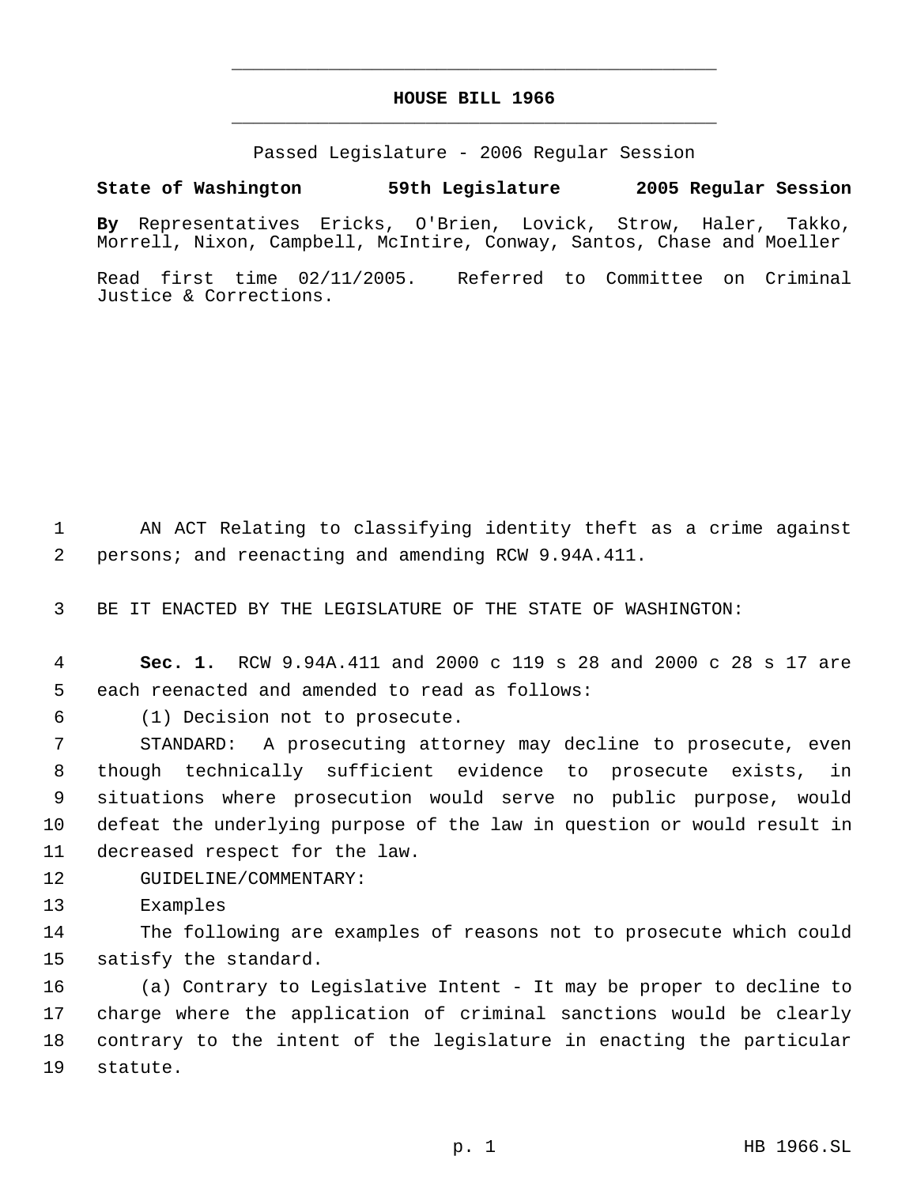# HOUSE BILL 1966

Passed Legislature - 2006 Regular Session

**State of Washington 59th Legislature 2005 Regular Session**

**By** Representatives Ericks, O'Brien, Lovick, Strow, Haler, Takko, Morrell, Nixon, Campbell, McIntire, Conway, Santos, Chase and Moeller

Read first time 02/11/2005. Referred to Committee on Criminal Justice & Corrections.

AN ACT Relating to classifying identity theft as a crime against persons; and reenacting and amending RCW 9.94A.411.

BE IT ENACTED BY THE LEGISLATURE OF THE STATE OF WASHINGTON:

**Sec. 1.** RCW 9.94A.411 and 2000 c 119 s 28 and 2000 c 28 s 17 are each reenacted and amended to read as follows:

(1) Decision not to prosecute.

STANDARD: A prosecuting attorney may decline to prosecute, even though technically sufficient evidence to prosecute exists, in situations where prosecution would serve no public purpose, would defeat the underlying purpose of the law in question or would result in decreased respect for the law.

GUIDELINE/COMMENTARY:

Examples

The following are examples of reasons not to prosecute which could satisfy the standard.

(a) Contrary to Legislative Intent - It may be proper to decline to charge where the application of criminal sanctions would be clearly contrary to the intent of the legislature in enacting the particular statute.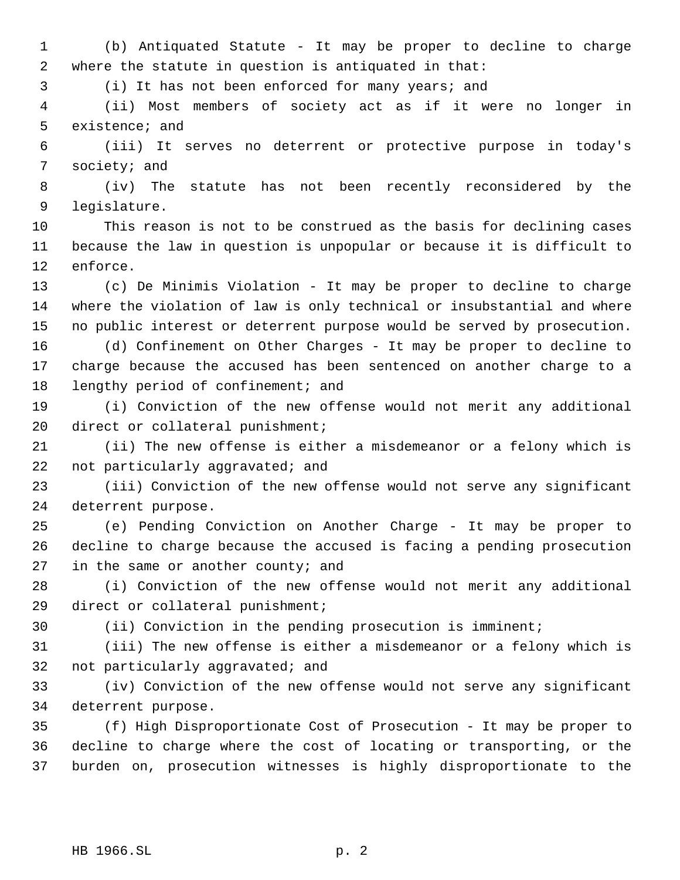(b) Antiquated Statute - It may be proper to decline to charge where the statute in question is antiquated in that:

(i) It has not been enforced for many years; and

(ii) Most members of society act as if it were no longer in existence; and

(iii) It serves no deterrent or protective purpose in today's society; and

(iv) The statute has not been recently reconsidered by the legislature.

This reason is not to be construed as the basis for declining cases because the law in question is unpopular or because it is difficult to enforce.

(c) De Minimis Violation - It may be proper to decline to charge where the violation of law is only technical or insubstantial and where no public interest or deterrent purpose would be served by prosecution.

(d) Confinement on Other Charges - It may be proper to decline to charge because the accused has been sentenced on another charge to a lengthy period of confinement; and

(i) Conviction of the new offense would not merit any additional direct or collateral punishment;

(ii) The new offense is either a misdemeanor or a felony which is not particularly aggravated; and

(iii) Conviction of the new offense would not serve any significant deterrent purpose.

(e) Pending Conviction on Another Charge - It may be proper to decline to charge because the accused is facing a pending prosecution in the same or another county; and

(i) Conviction of the new offense would not merit any additional direct or collateral punishment;

(ii) Conviction in the pending prosecution is imminent;

(iii) The new offense is either a misdemeanor or a felony which is not particularly aggravated; and

(iv) Conviction of the new offense would not serve any significant deterrent purpose.

(f) High Disproportionate Cost of Prosecution - It may be proper to decline to charge where the cost of locating or transporting, or the burden on, prosecution witnesses is highly disproportionate to the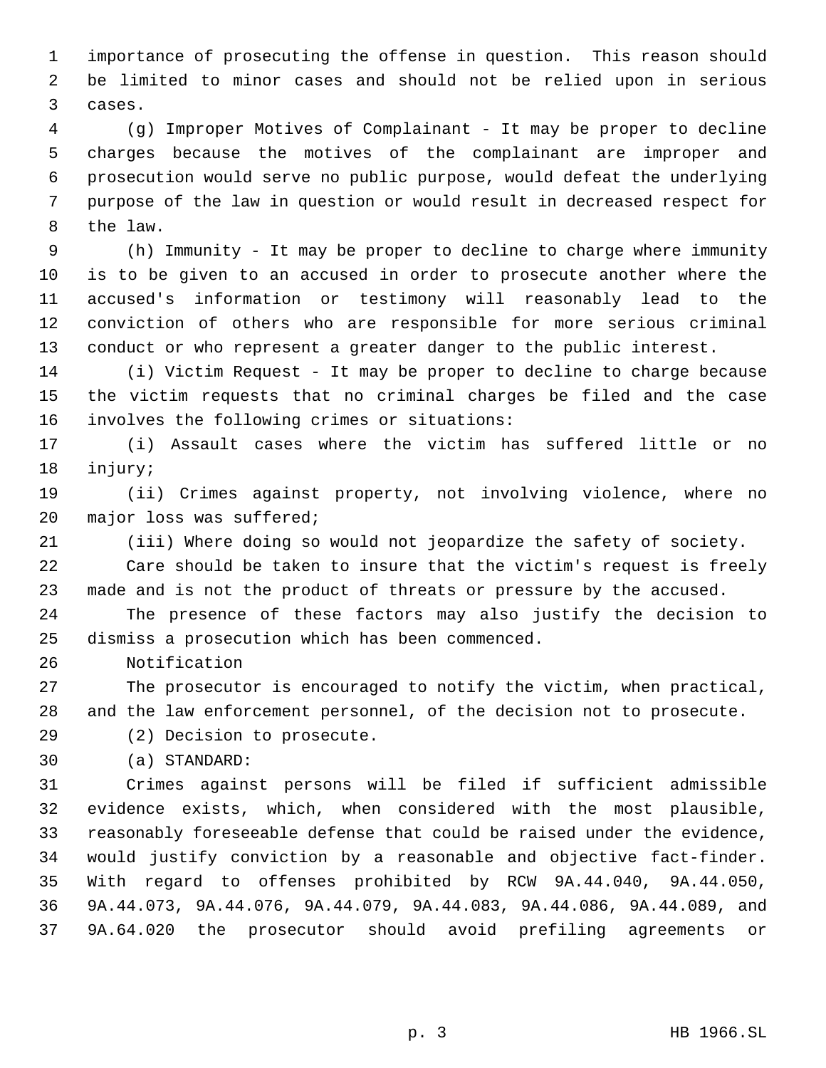importance of prosecuting the offense in question. This reason should be limited to minor cases and should not be relied upon in serious cases.

(g) Improper Motives of Complainant - It may be proper to decline charges because the motives of the complainant are improper and prosecution would serve no public purpose, would defeat the underlying purpose of the law in question or would result in decreased respect for the law.

(h) Immunity - It may be proper to decline to charge where immunity is to be given to an accused in order to prosecute another where the accused's information or testimony will reasonably lead to the conviction of others who are responsible for more serious criminal conduct or who represent a greater danger to the public interest.

(i) Victim Request - It may be proper to decline to charge because the victim requests that no criminal charges be filed and the case involves the following crimes or situations:

(i) Assault cases where the victim has suffered little or no injury;

(ii) Crimes against property, not involving violence, where no major loss was suffered;

(iii) Where doing so would not jeopardize the safety of society.

Care should be taken to insure that the victim's request is freely made and is not the product of threats or pressure by the accused.

The presence of these factors may also justify the decision to dismiss a prosecution which has been commenced.

Notification

The prosecutor is encouraged to notify the victim, when practical, and the law enforcement personnel, of the decision not to prosecute.

(2) Decision to prosecute.

(a) STANDARD:

Crimes against persons will be filed if sufficient admissible evidence exists, which, when considered with the most plausible, reasonably foreseeable defense that could be raised under the evidence, would justify conviction by a reasonable and objective fact-finder. With regard to offenses prohibited by RCW 9A.44.040, 9A.44.050, 9A.44.073, 9A.44.076, 9A.44.079, 9A.44.083, 9A.44.086, 9A.44.089, and 9A.64.020 the prosecutor should avoid prefiling agreements or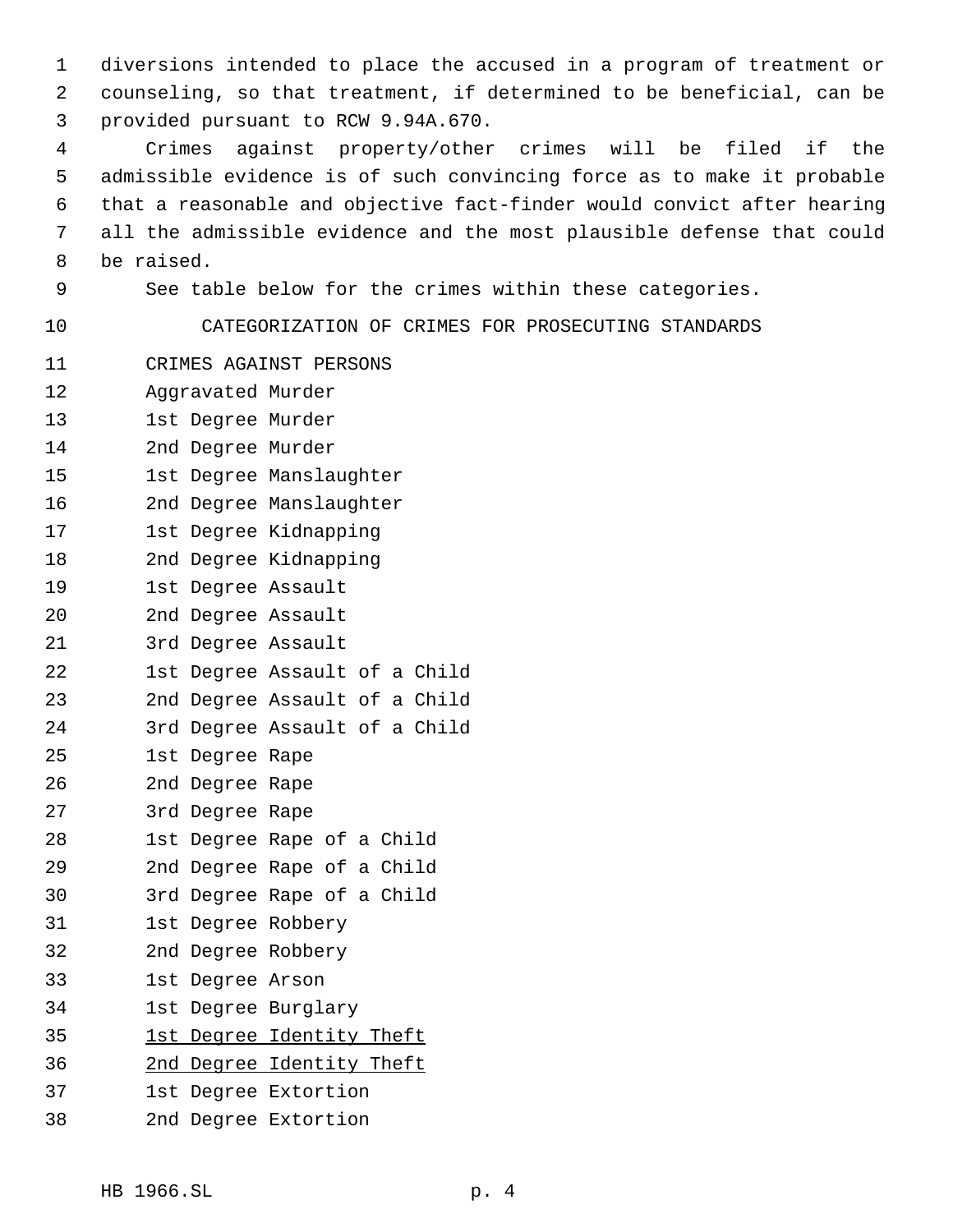diversions intended to place the accused in a program of treatment or counseling, so that treatment, if determined to be beneficial, can be provided pursuant to RCW 9.94A.670.

Crimes against property/other crimes will be filed if the admissible evidence is of such convincing force as to make it probable that a reasonable and objective fact-finder would convict after hearing all the admissible evidence and the most plausible defense that could be raised.

See table below for the crimes within these categories.

CATEGORIZATION OF CRIMES FOR PROSECUTING STANDARDS

CRIMES AGAINST PERSONS

Aggravated Murder
1st Degree Murder
2nd Degree Murder
1st Degree Manslaughter
2nd Degree Manslaughter
1st Degree Kidnapping
2nd Degree Kidnapping
1st Degree Assault
2nd Degree Assault
3rd Degree Assault
1st Degree Assault of a Child
2nd Degree Assault of a Child
3rd Degree Assault of a Child
1st Degree Rape
2nd Degree Rape
3rd Degree Rape
1st Degree Rape of a Child
2nd Degree Rape of a Child
3rd Degree Rape of a Child
1st Degree Robbery
2nd Degree Robbery
1st Degree Arson
1st Degree Burglary
<u>1st Degree Identity Theft</u>
<u>2nd Degree Identity Theft</u>
1st Degree Extortion
2nd Degree Extortion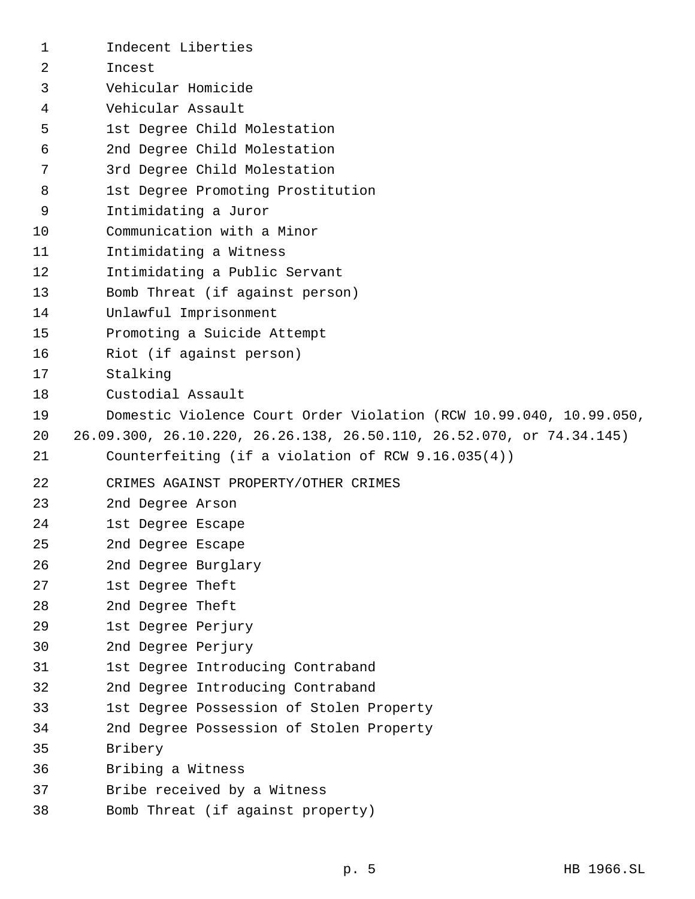Indecent Liberties
Incest
Vehicular Homicide
Vehicular Assault
1st Degree Child Molestation
2nd Degree Child Molestation
3rd Degree Child Molestation
1st Degree Promoting Prostitution
Intimidating a Juror
Communication with a Minor
Intimidating a Witness
Intimidating a Public Servant
Bomb Threat (if against person)
Unlawful Imprisonment
Promoting a Suicide Attempt
Riot (if against person)
Stalking
Custodial Assault
Domestic Violence Court Order Violation (RCW 10.99.040, 10.99.050, 26.09.300, 26.10.220, 26.26.138, 26.50.110, 26.52.070, or 74.34.145)
Counterfeiting (if a violation of RCW 9.16.035(4))

CRIMES AGAINST PROPERTY/OTHER CRIMES

2nd Degree Arson
1st Degree Escape
2nd Degree Escape
2nd Degree Burglary
1st Degree Theft
2nd Degree Theft
1st Degree Perjury
2nd Degree Perjury
1st Degree Introducing Contraband
2nd Degree Introducing Contraband
1st Degree Possession of Stolen Property
2nd Degree Possession of Stolen Property
Bribery
Bribing a Witness
Bribe received by a Witness
Bomb Threat (if against property)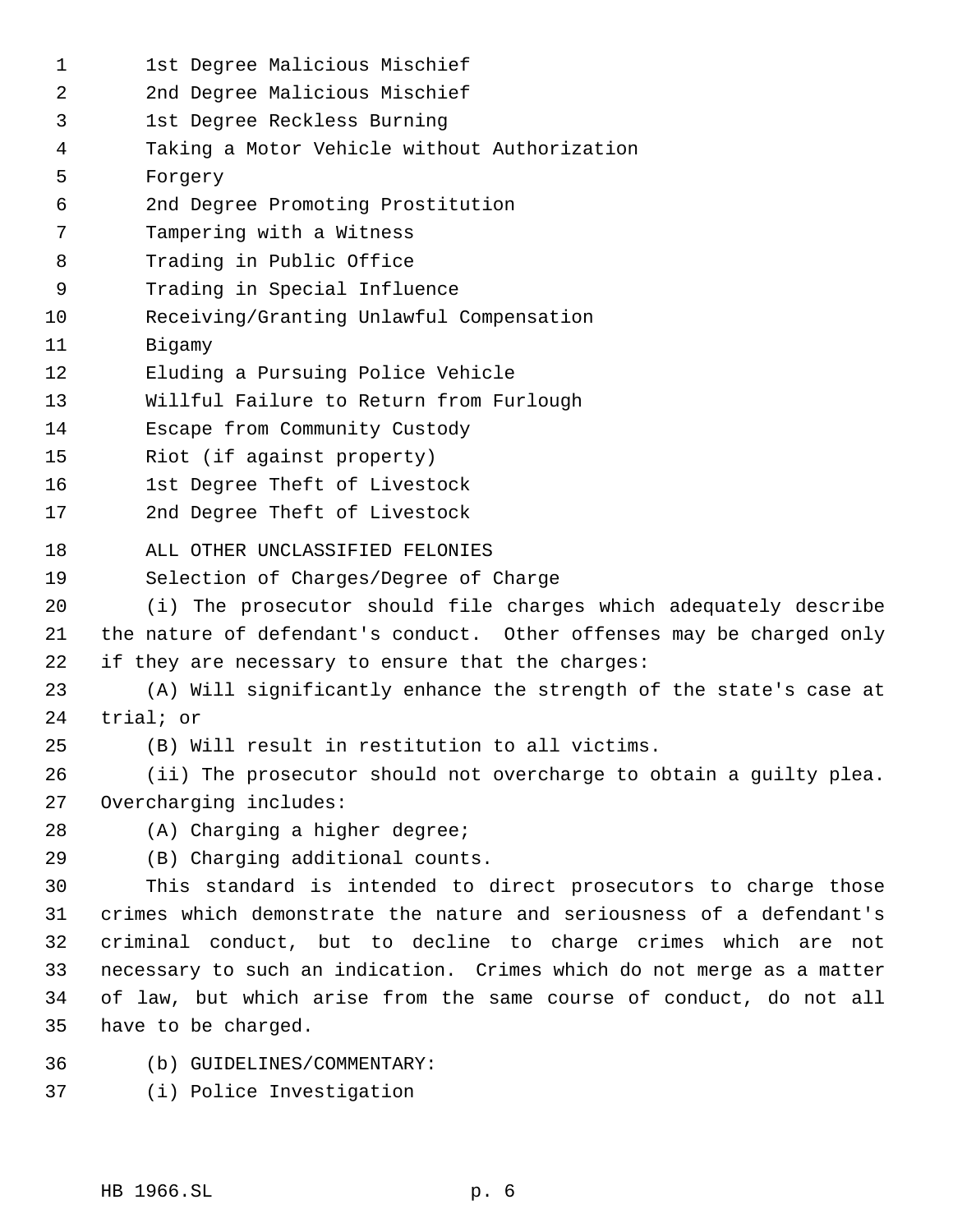1st Degree Malicious Mischief
2nd Degree Malicious Mischief
1st Degree Reckless Burning
Taking a Motor Vehicle without Authorization
Forgery
2nd Degree Promoting Prostitution
Tampering with a Witness
Trading in Public Office
Trading in Special Influence
Receiving/Granting Unlawful Compensation
Bigamy
Eluding a Pursuing Police Vehicle
Willful Failure to Return from Furlough
Escape from Community Custody
Riot (if against property)
1st Degree Theft of Livestock
2nd Degree Theft of Livestock

ALL OTHER UNCLASSIFIED FELONIES

Selection of Charges/Degree of Charge

(i) The prosecutor should file charges which adequately describe the nature of defendant's conduct. Other offenses may be charged only if they are necessary to ensure that the charges:

(A) Will significantly enhance the strength of the state's case at trial; or

(B) Will result in restitution to all victims.

(ii) The prosecutor should not overcharge to obtain a guilty plea. Overcharging includes:

(A) Charging a higher degree;

(B) Charging additional counts.

This standard is intended to direct prosecutors to charge those crimes which demonstrate the nature and seriousness of a defendant's criminal conduct, but to decline to charge crimes which are not necessary to such an indication. Crimes which do not merge as a matter of law, but which arise from the same course of conduct, do not all have to be charged.

(b) GUIDELINES/COMMENTARY:

(i) Police Investigation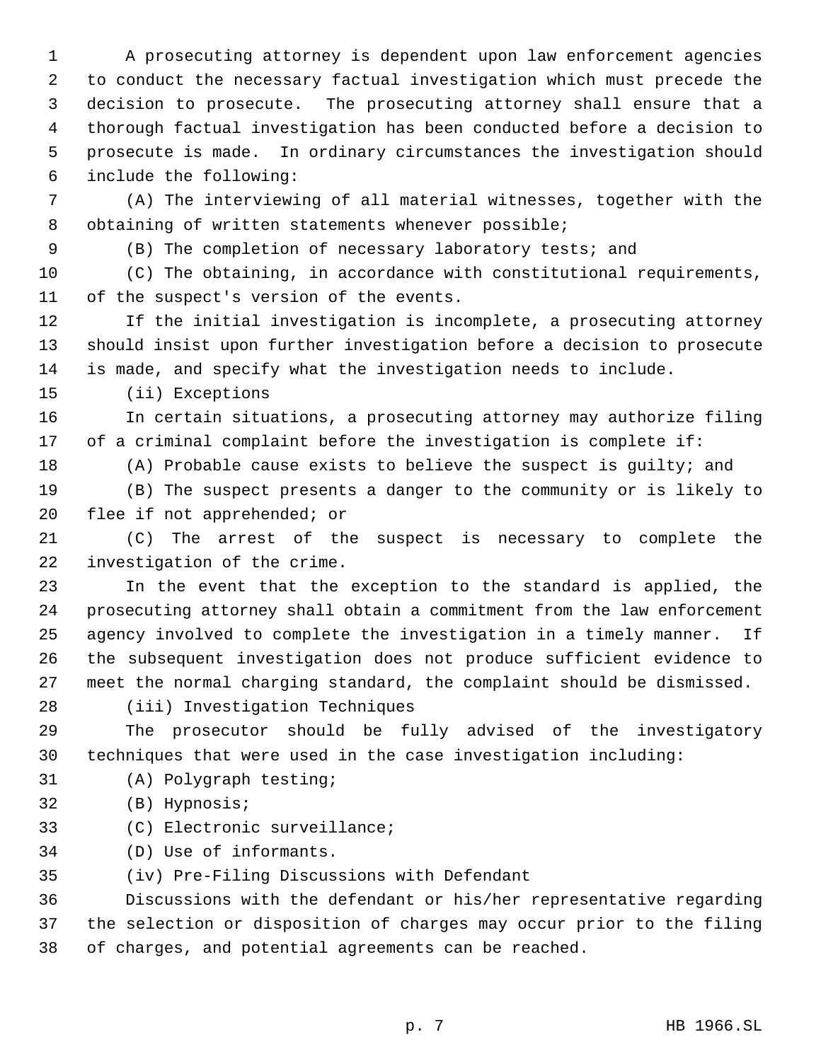A prosecuting attorney is dependent upon law enforcement agencies to conduct the necessary factual investigation which must precede the decision to prosecute. The prosecuting attorney shall ensure that a thorough factual investigation has been conducted before a decision to prosecute is made. In ordinary circumstances the investigation should include the following:

(A) The interviewing of all material witnesses, together with the obtaining of written statements whenever possible;

(B) The completion of necessary laboratory tests; and

(C) The obtaining, in accordance with constitutional requirements, of the suspect's version of the events.

If the initial investigation is incomplete, a prosecuting attorney should insist upon further investigation before a decision to prosecute is made, and specify what the investigation needs to include.

(ii) Exceptions

In certain situations, a prosecuting attorney may authorize filing of a criminal complaint before the investigation is complete if:

(A) Probable cause exists to believe the suspect is guilty; and

(B) The suspect presents a danger to the community or is likely to flee if not apprehended; or

(C) The arrest of the suspect is necessary to complete the investigation of the crime.

In the event that the exception to the standard is applied, the prosecuting attorney shall obtain a commitment from the law enforcement agency involved to complete the investigation in a timely manner. If the subsequent investigation does not produce sufficient evidence to meet the normal charging standard, the complaint should be dismissed.

(iii) Investigation Techniques

The prosecutor should be fully advised of the investigatory techniques that were used in the case investigation including:

(A) Polygraph testing;

(B) Hypnosis;

(C) Electronic surveillance;

(D) Use of informants.

(iv) Pre-Filing Discussions with Defendant

Discussions with the defendant or his/her representative regarding the selection or disposition of charges may occur prior to the filing of charges, and potential agreements can be reached.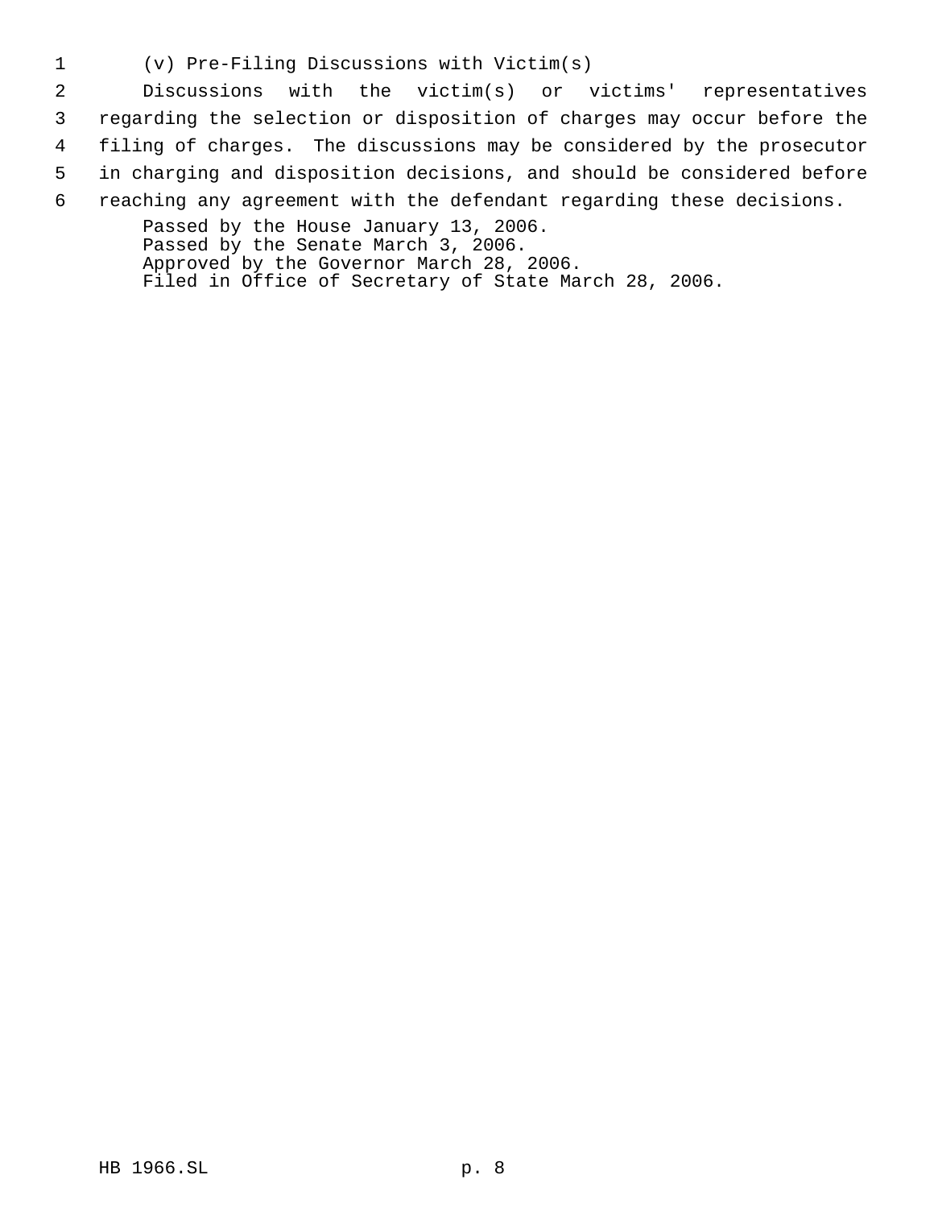(v) Pre-Filing Discussions with Victim(s)

Discussions with the victim(s) or victims' representatives regarding the selection or disposition of charges may occur before the filing of charges. The discussions may be considered by the prosecutor in charging and disposition decisions, and should be considered before reaching any agreement with the defendant regarding these decisions.

Passed by the House January 13, 2006.
Passed by the Senate March 3, 2006.
Approved by the Governor March 28, 2006.
Filed in Office of Secretary of State March 28, 2006.